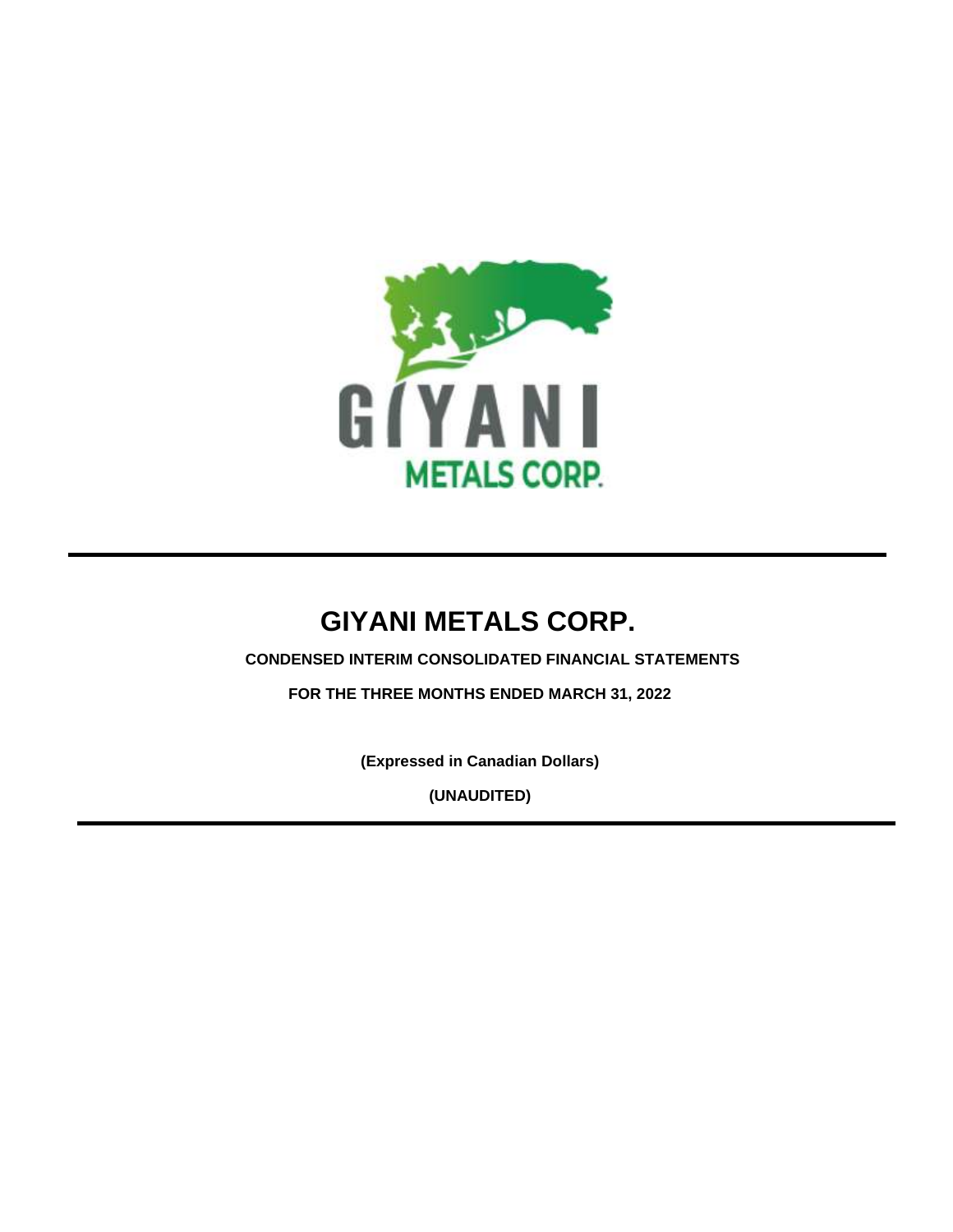# GIYANI METALS CORP.

**CONDENSED INTERIM CONSOLIDATED FINANCIAL STATEMENTS**

**FOR THE THREE MONTHS ENDED MARCH 31, 2022**

**(Expressed in Canadian Dollars)**

**(UNAUDITED)**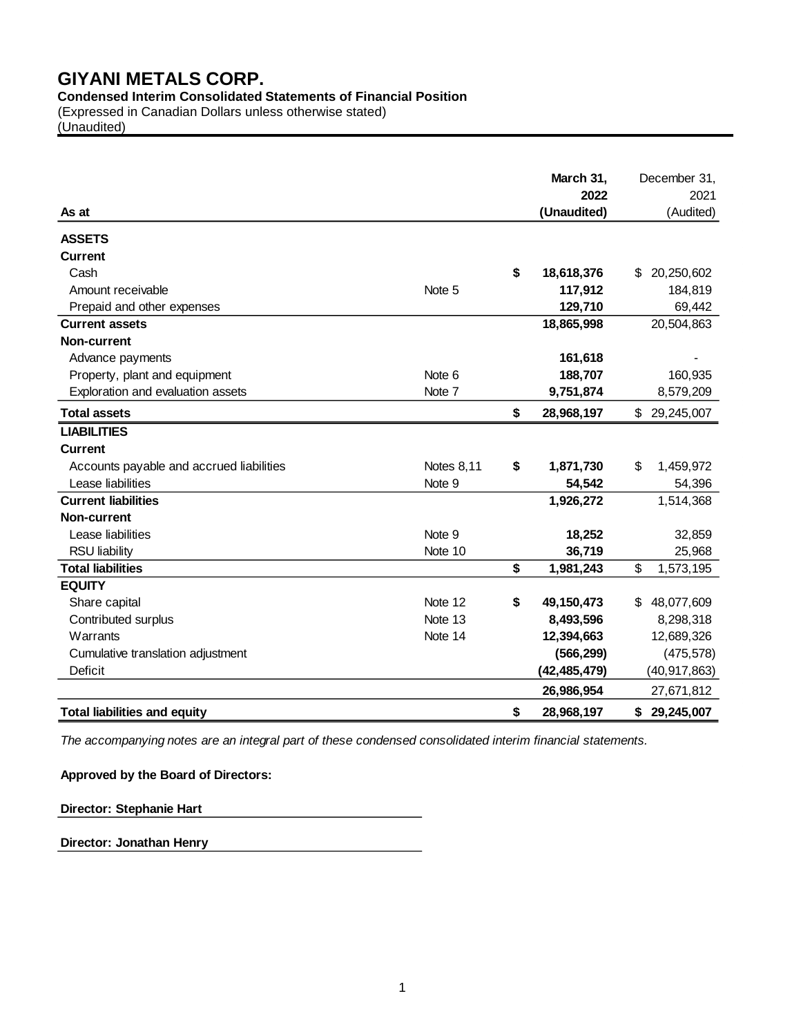# GIYANI METALS CORP.

**Condensed Interim Consolidated Statements of Financial Position**

(Expressed in Canadian Dollars unless otherwise stated)

(Unaudited)

| As at | | **March 31, 2022 (Unaudited)** | December 31, 2021 (Audited) |
|---|---|---|---|
| **ASSETS** | | | |
| **Current** | | | |
| Cash | | **$ 18,618,376** | $ 20,250,602 |
| Amount receivable | Note 5 | **117,912** | 184,819 |
| Prepaid and other expenses | | **129,710** | 69,442 |
| **Current assets** | | **18,865,998** | 20,504,863 |
| **Non-current** | | | |
| Advance payments | | **161,618** | - |
| Property, plant and equipment | Note 6 | **188,707** | 160,935 |
| Exploration and evaluation assets | Note 7 | **9,751,874** | 8,579,209 |
| **Total assets** | | **$ 28,968,197** | $ 29,245,007 |
| **LIABILITIES** | | | |
| **Current** | | | |
| Accounts payable and accrued liabilities | Notes 8,11 | **$ 1,871,730** | $ 1,459,972 |
| Lease liabilities | Note 9 | **54,542** | 54,396 |
| **Current liabilities** | | **1,926,272** | 1,514,368 |
| **Non-current** | | | |
| Lease liabilities | Note 9 | **18,252** | 32,859 |
| RSU liability | Note 10 | **36,719** | 25,968 |
| **Total liabilities** | | **$ 1,981,243** | $ 1,573,195 |
| **EQUITY** | | | |
| Share capital | Note 12 | **$ 49,150,473** | $ 48,077,609 |
| Contributed surplus | Note 13 | **8,493,596** | 8,298,318 |
| Warrants | Note 14 | **12,394,663** | 12,689,326 |
| Cumulative translation adjustment | | **(566,299)** | (475,578) |
| Deficit | | **(42,485,479)** | (40,917,863) |
| | | **26,986,954** | 27,671,812 |
| **Total liabilities and equity** | | **$ 28,968,197** | **$ 29,245,007** |

*The accompanying notes are an integral part of these condensed consolidated interim financial statements.*

**Approved by the Board of Directors:**

**Director: Stephanie Hart**

**Director: Jonathan Henry**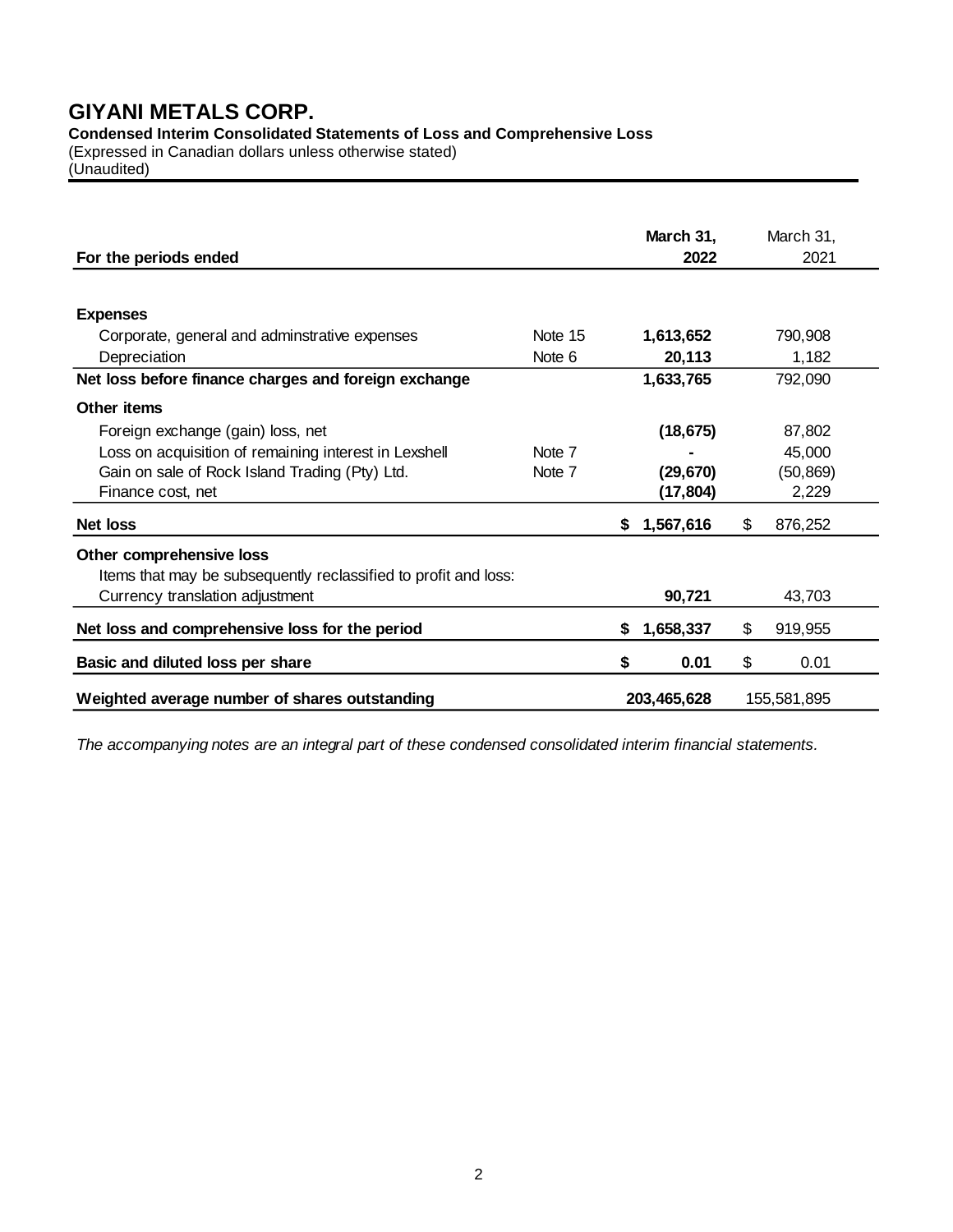# GIYANI METALS CORP.

**Condensed Interim Consolidated Statements of Loss and Comprehensive Loss**

(Expressed in Canadian dollars unless otherwise stated)
(Unaudited)

| For the periods ended | | **March 31, 2022** | March 31, 2021 |
|---|---|---|---|
| **Expenses** | | | |
| Corporate, general and adminstrative expenses | Note 15 | **1,613,652** | 790,908 |
| Depreciation | Note 6 | **20,113** | 1,182 |
| **Net loss before finance charges and foreign exchange** | | **1,633,765** | 792,090 |
| **Other items** | | | |
| Foreign exchange (gain) loss, net | | **(18,675)** | 87,802 |
| Loss on acquisition of remaining interest in Lexshell | Note 7 | **-** | 45,000 |
| Gain on sale of Rock Island Trading (Pty) Ltd. | Note 7 | **(29,670)** | (50,869) |
| Finance cost, net | | **(17,804)** | 2,229 |
| **Net loss** | | **$ 1,567,616** | $ 876,252 |
| **Other comprehensive loss** | | | |
| Items that may be subsequently reclassified to profit and loss: | | | |
| Currency translation adjustment | | **90,721** | 43,703 |
| **Net loss and comprehensive loss for the period** | | **$ 1,658,337** | $ 919,955 |
| **Basic and diluted loss per share** | | **$ 0.01** | $ 0.01 |
| **Weighted average number of shares outstanding** | | **203,465,628** | 155,581,895 |

*The accompanying notes are an integral part of these condensed consolidated interim financial statements.*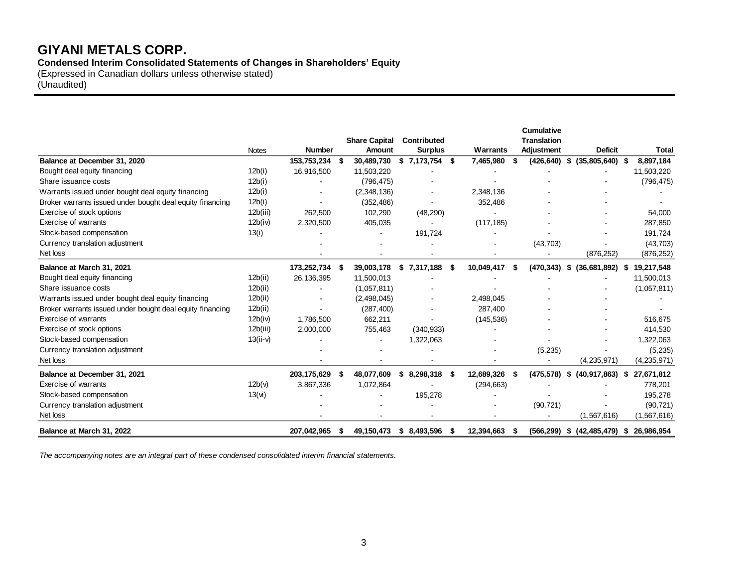# GIYANI METALS CORP.

**Condensed Interim Consolidated Statements of Changes in Shareholders' Equity**

(Expressed in Canadian dollars unless otherwise stated)
(Unaudited)

| | Notes | Number | Share Capital Amount | Contributed Surplus | Warrants | Cumulative Translation Adjustment | Deficit | Total |
|---|---|---|---|---|---|---|---|---|
| **Balance at December 31, 2020** | | **153,753,234** | **$ 30,489,730** | **$ 7,173,754** | **$ 7,465,980** | **$ (426,640)** | **$ (35,805,640)** | **$ 8,897,184** |
| Bought deal equity financing | 12b(i) | 16,916,500 | 11,503,220 | - | - | - | - | 11,503,220 |
| Share issuance costs | 12b(i) | - | (796,475) | - | - | - | - | (796,475) |
| Warrants issued under bought deal equity financing | 12b(i) | - | (2,348,136) | - | 2,348,136 | - | - | - |
| Broker warrants issued under bought deal equity financing | 12b(i) | - | (352,486) | - | 352,486 | - | - | - |
| Exercise of stock options | 12b(iii) | 262,500 | 102,290 | (48,290) | - | - | - | 54,000 |
| Exercise of warrants | 12b(iv) | 2,320,500 | 405,035 | - | (117,185) | - | - | 287,850 |
| Stock-based compensation | 13(i) | - | - | 191,724 | - | - | - | 191,724 |
| Currency translation adjustment | | - | - | - | - | (43,703) | - | (43,703) |
| Net loss | | - | - | - | - | - | (876,252) | (876,252) |
| **Balance at March 31, 2021** | | **173,252,734** | **$ 39,003,178** | **$ 7,317,188** | **$ 10,049,417** | **$ (470,343)** | **$ (36,681,892)** | **$ 19,217,548** |
| Bought deal equity financing | 12b(ii) | 26,136,395 | 11,500,013 | - | - | - | - | 11,500,013 |
| Share issuance costs | 12b(ii) | - | (1,057,811) | - | - | - | - | (1,057,811) |
| Warrants issued under bought deal equity financing | 12b(ii) | - | (2,498,045) | - | 2,498,045 | - | - | - |
| Broker warrants issued under bought deal equity financing | 12b(ii) | - | (287,400) | - | 287,400 | - | - | - |
| Exercise of warrants | 12b(iv) | 1,786,500 | 662,211 | - | (145,536) | - | - | 516,675 |
| Exercise of stock options | 12b(iii) | 2,000,000 | 755,463 | (340,933) | - | - | - | 414,530 |
| Stock-based compensation | 13(ii-v) | - | - | 1,322,063 | - | - | - | 1,322,063 |
| Currency translation adjustment | | - | - | - | - | (5,235) | - | (5,235) |
| Net loss | | - | - | - | - | - | (4,235,971) | (4,235,971) |
| **Balance at December 31, 2021** | | **203,175,629** | **$ 48,077,609** | **$ 8,298,318** | **$ 12,689,326** | **$ (475,578)** | **$ (40,917,863)** | **$ 27,671,812** |
| Exercise of warrants | 12b(v) | 3,867,336 | 1,072,864 | - | (294,663) | - | - | 778,201 |
| Stock-based compensation | 13(vi) | - | - | 195,278 | - | - | - | 195,278 |
| Currency translation adjustment | | - | - | - | - | (90,721) | - | (90,721) |
| Net loss | | - | - | - | - | - | (1,567,616) | (1,567,616) |
| **Balance at March 31, 2022** | | **207,042,965** | **$ 49,150,473** | **$ 8,493,596** | **$ 12,394,663** | **$ (566,299)** | **$ (42,485,479)** | **$ 26,986,954** |

*The accompanying notes are an integral part of these condensed consolidated interim financial statements.*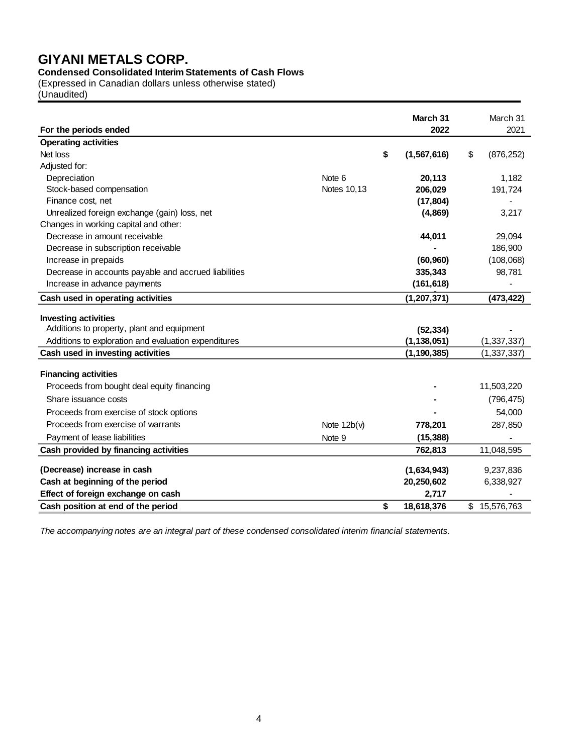# GIYANI METALS CORP.

**Condensed Consolidated Interim Statements of Cash Flows**

(Expressed in Canadian dollars unless otherwise stated)
(Unaudited)

| For the periods ended | | March 31 2022 | March 31 2021 |
|---|---|---|---|
| **Operating activities** | | | |
| Net loss | | **$ (1,567,616)** | $ (876,252) |
| Adjusted for: | | | |
| Depreciation | Note 6 | **20,113** | 1,182 |
| Stock-based compensation | Notes 10,13 | **206,029** | 191,724 |
| Finance cost, net | | **(17,804)** | - |
| Unrealized foreign exchange (gain) loss, net | | **(4,869)** | 3,217 |
| Changes in working capital and other: | | | |
| Decrease in amount receivable | | **44,011** | 29,094 |
| Decrease in subscription receivable | | **-** | 186,900 |
| Increase in prepaids | | **(60,960)** | (108,068) |
| Decrease in accounts payable and accrued liabilities | | **335,343** | 98,781 |
| Increase in advance payments | | **(161,618)** | - |
| **Cash used in operating activities** | | **(1,207,371)** | **(473,422)** |
| **Investing activities** | | | |
| Additions to property, plant and equipment | | **(52,334)** | - |
| Additions to exploration and evaluation expenditures | | **(1,138,051)** | (1,337,337) |
| **Cash used in investing activities** | | **(1,190,385)** | (1,337,337) |
| **Financing activities** | | | |
| Proceeds from bought deal equity financing | | **-** | 11,503,220 |
| Share issuance costs | | **-** | (796,475) |
| Proceeds from exercise of stock options | | **-** | 54,000 |
| Proceeds from exercise of warrants | Note 12b(v) | **778,201** | 287,850 |
| Payment of lease liabilities | Note 9 | **(15,388)** | - |
| **Cash provided by financing activities** | | **762,813** | 11,048,595 |
| **(Decrease) increase in cash** | | **(1,634,943)** | 9,237,836 |
| **Cash at beginning of the period** | | **20,250,602** | 6,338,927 |
| **Effect of foreign exchange on cash** | | **2,717** | - |
| **Cash position at end of the period** | | **$ 18,618,376** | $ 15,576,763 |

*The accompanying notes are an integral part of these condensed consolidated interim financial statements.*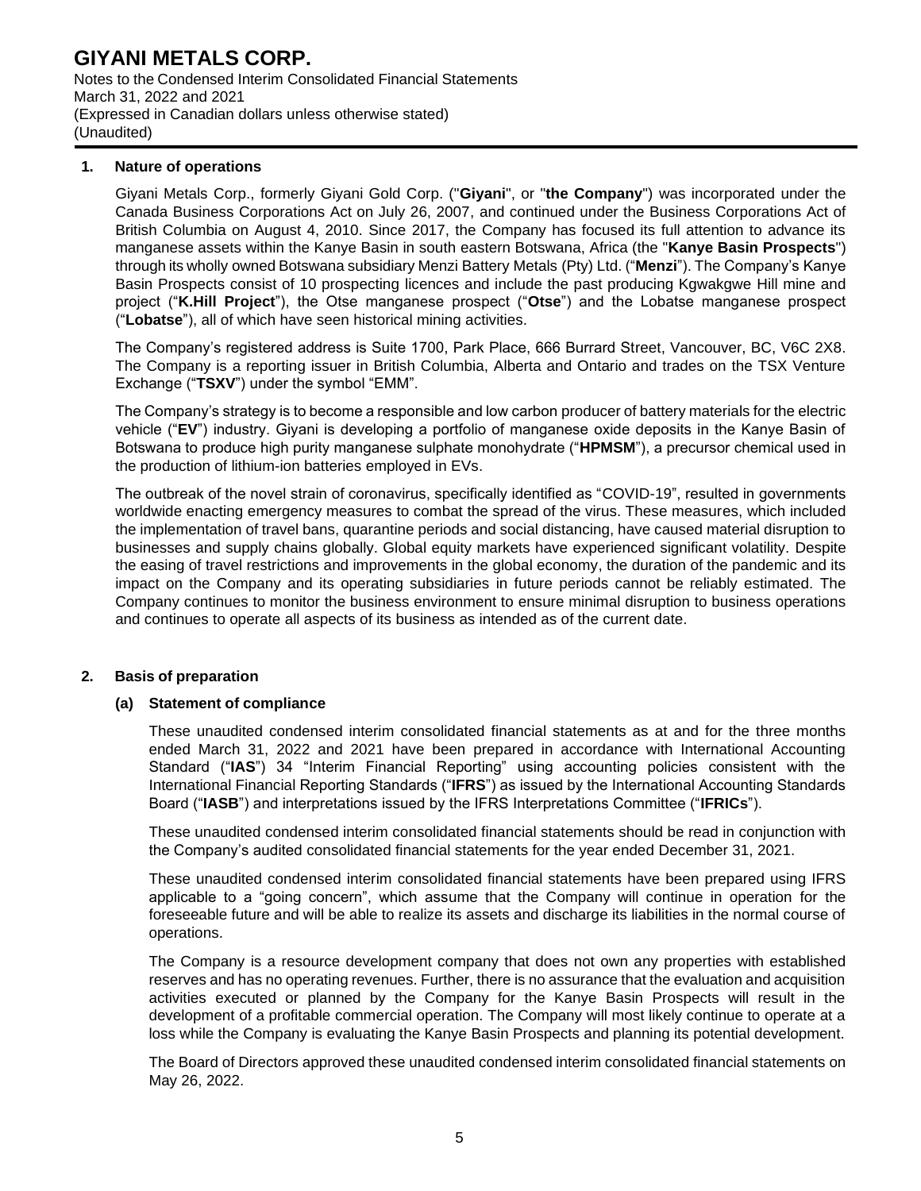**1. Nature of operations**

Giyani Metals Corp., formerly Giyani Gold Corp. ("**Giyani**", or "**the Company**") was incorporated under the Canada Business Corporations Act on July 26, 2007, and continued under the Business Corporations Act of British Columbia on August 4, 2010. Since 2017, the Company has focused its full attention to advance its manganese assets within the Kanye Basin in south eastern Botswana, Africa (the "**Kanye Basin Prospects**") through its wholly owned Botswana subsidiary Menzi Battery Metals (Pty) Ltd. ("**Menzi**"). The Company's Kanye Basin Prospects consist of 10 prospecting licences and include the past producing Kgwakgwe Hill mine and project ("**K.Hill Project**"), the Otse manganese prospect ("**Otse**") and the Lobatse manganese prospect ("**Lobatse**"), all of which have seen historical mining activities.

The Company's registered address is Suite 1700, Park Place, 666 Burrard Street, Vancouver, BC, V6C 2X8. The Company is a reporting issuer in British Columbia, Alberta and Ontario and trades on the TSX Venture Exchange ("**TSXV**") under the symbol "EMM".

The Company's strategy is to become a responsible and low carbon producer of battery materials for the electric vehicle ("**EV**") industry. Giyani is developing a portfolio of manganese oxide deposits in the Kanye Basin of Botswana to produce high purity manganese sulphate monohydrate ("**HPMSM**"), a precursor chemical used in the production of lithium-ion batteries employed in EVs.

The outbreak of the novel strain of coronavirus, specifically identified as "COVID-19", resulted in governments worldwide enacting emergency measures to combat the spread of the virus. These measures, which included the implementation of travel bans, quarantine periods and social distancing, have caused material disruption to businesses and supply chains globally. Global equity markets have experienced significant volatility. Despite the easing of travel restrictions and improvements in the global economy, the duration of the pandemic and its impact on the Company and its operating subsidiaries in future periods cannot be reliably estimated. The Company continues to monitor the business environment to ensure minimal disruption to business operations and continues to operate all aspects of its business as intended as of the current date.

**2. Basis of preparation**

**(a) Statement of compliance**

These unaudited condensed interim consolidated financial statements as at and for the three months ended March 31, 2022 and 2021 have been prepared in accordance with International Accounting Standard ("**IAS**") 34 "Interim Financial Reporting" using accounting policies consistent with the International Financial Reporting Standards ("**IFRS**") as issued by the International Accounting Standards Board ("**IASB**") and interpretations issued by the IFRS Interpretations Committee ("**IFRICs**").

These unaudited condensed interim consolidated financial statements should be read in conjunction with the Company's audited consolidated financial statements for the year ended December 31, 2021.

These unaudited condensed interim consolidated financial statements have been prepared using IFRS applicable to a "going concern", which assume that the Company will continue in operation for the foreseeable future and will be able to realize its assets and discharge its liabilities in the normal course of operations.

The Company is a resource development company that does not own any properties with established reserves and has no operating revenues. Further, there is no assurance that the evaluation and acquisition activities executed or planned by the Company for the Kanye Basin Prospects will result in the development of a profitable commercial operation. The Company will most likely continue to operate at a loss while the Company is evaluating the Kanye Basin Prospects and planning its potential development.

The Board of Directors approved these unaudited condensed interim consolidated financial statements on May 26, 2022.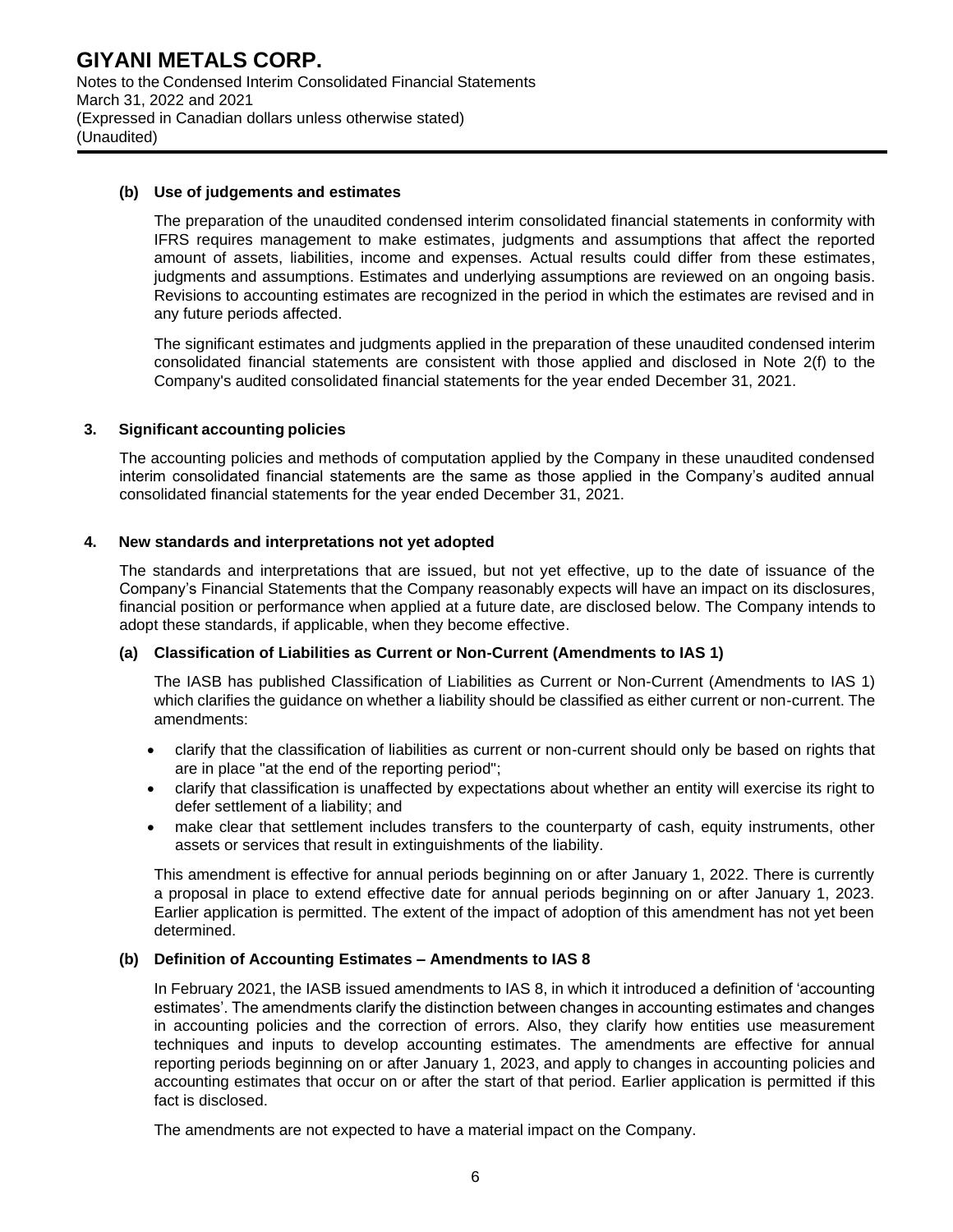### (b) Use of judgements and estimates

The preparation of the unaudited condensed interim consolidated financial statements in conformity with IFRS requires management to make estimates, judgments and assumptions that affect the reported amount of assets, liabilities, income and expenses. Actual results could differ from these estimates, judgments and assumptions. Estimates and underlying assumptions are reviewed on an ongoing basis. Revisions to accounting estimates are recognized in the period in which the estimates are revised and in any future periods affected.

The significant estimates and judgments applied in the preparation of these unaudited condensed interim consolidated financial statements are consistent with those applied and disclosed in Note 2(f) to the Company's audited consolidated financial statements for the year ended December 31, 2021.

## 3. Significant accounting policies

The accounting policies and methods of computation applied by the Company in these unaudited condensed interim consolidated financial statements are the same as those applied in the Company's audited annual consolidated financial statements for the year ended December 31, 2021.

## 4. New standards and interpretations not yet adopted

The standards and interpretations that are issued, but not yet effective, up to the date of issuance of the Company's Financial Statements that the Company reasonably expects will have an impact on its disclosures, financial position or performance when applied at a future date, are disclosed below. The Company intends to adopt these standards, if applicable, when they become effective.

### (a) Classification of Liabilities as Current or Non-Current (Amendments to IAS 1)

The IASB has published Classification of Liabilities as Current or Non-Current (Amendments to IAS 1) which clarifies the guidance on whether a liability should be classified as either current or non-current. The amendments:

- clarify that the classification of liabilities as current or non-current should only be based on rights that are in place "at the end of the reporting period";
- clarify that classification is unaffected by expectations about whether an entity will exercise its right to defer settlement of a liability; and
- make clear that settlement includes transfers to the counterparty of cash, equity instruments, other assets or services that result in extinguishments of the liability.

This amendment is effective for annual periods beginning on or after January 1, 2022. There is currently a proposal in place to extend effective date for annual periods beginning on or after January 1, 2023. Earlier application is permitted. The extent of the impact of adoption of this amendment has not yet been determined.

### (b) Definition of Accounting Estimates – Amendments to IAS 8

In February 2021, the IASB issued amendments to IAS 8, in which it introduced a definition of 'accounting estimates'. The amendments clarify the distinction between changes in accounting estimates and changes in accounting policies and the correction of errors. Also, they clarify how entities use measurement techniques and inputs to develop accounting estimates. The amendments are effective for annual reporting periods beginning on or after January 1, 2023, and apply to changes in accounting policies and accounting estimates that occur on or after the start of that period. Earlier application is permitted if this fact is disclosed.

The amendments are not expected to have a material impact on the Company.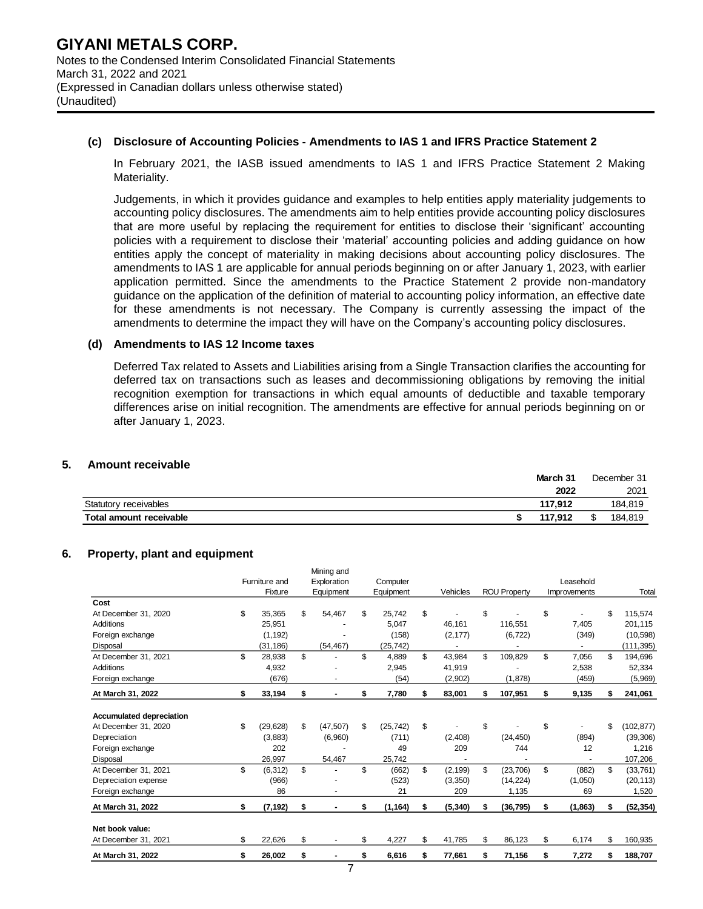### (c) Disclosure of Accounting Policies - Amendments to IAS 1 and IFRS Practice Statement 2

In February 2021, the IASB issued amendments to IAS 1 and IFRS Practice Statement 2 Making Materiality.

Judgements, in which it provides guidance and examples to help entities apply materiality judgements to accounting policy disclosures. The amendments aim to help entities provide accounting policy disclosures that are more useful by replacing the requirement for entities to disclose their 'significant' accounting policies with a requirement to disclose their 'material' accounting policies and adding guidance on how entities apply the concept of materiality in making decisions about accounting policy disclosures. The amendments to IAS 1 are applicable for annual periods beginning on or after January 1, 2023, with earlier application permitted. Since the amendments to the Practice Statement 2 provide non-mandatory guidance on the application of the definition of material to accounting policy information, an effective date for these amendments is not necessary. The Company is currently assessing the impact of the amendments to determine the impact they will have on the Company's accounting policy disclosures.

### (d) Amendments to IAS 12 Income taxes

Deferred Tax related to Assets and Liabilities arising from a Single Transaction clarifies the accounting for deferred tax on transactions such as leases and decommissioning obligations by removing the initial recognition exemption for transactions in which equal amounts of deductible and taxable temporary differences arise on initial recognition. The amendments are effective for annual periods beginning on or after January 1, 2023.

## 5. Amount receivable

| | **March 31 2022** | December 31 2021 |
|---|---|---|
| Statutory receivables | **117,912** | 184,819 |
| **Total amount receivable** | **$ 117,912** | $ 184,819 |

## 6. Property, plant and equipment

| | Furniture and Fixture | Mining and Exploration Equipment | Computer Equipment | Vehicles | ROU Property | Leasehold Improvements | Total |
|---|---|---|---|---|---|---|---|
| **Cost** | | | | | | | |
| At December 31, 2020 | $ 35,365 | $ 54,467 | $ 25,742 | $ - | $ - | $ - | $ 115,574 |
| Additions | 25,951 | - | 5,047 | 46,161 | 116,551 | 7,405 | 201,115 |
| Foreign exchange | (1,192) | - | (158) | (2,177) | (6,722) | (349) | (10,598) |
| Disposal | (31,186) | (54,467) | (25,742) | - | - | - | (111,395) |
| At December 31, 2021 | $ 28,938 | $ - | $ 4,889 | $ 43,984 | $ 109,829 | $ 7,056 | $ 194,696 |
| Additions | 4,932 | - | 2,945 | 41,919 | - | 2,538 | 52,334 |
| Foreign exchange | (676) | - | (54) | (2,902) | (1,878) | (459) | (5,969) |
| **At March 31, 2022** | **$ 33,194** | **$ -** | **$ 7,780** | **$ 83,001** | **$ 107,951** | **$ 9,135** | **$ 241,061** |
| **Accumulated depreciation** | | | | | | | |
| At December 31, 2020 | $ (29,628) | $ (47,507) | $ (25,742) | $ - | $ - | $ - | $ (102,877) |
| Depreciation | (3,883) | (6,960) | (711) | (2,408) | (24,450) | (894) | (39,306) |
| Foreign exchange | 202 | - | 49 | 209 | 744 | 12 | 1,216 |
| Disposal | 26,997 | 54,467 | 25,742 | - | - | - | 107,206 |
| At December 31, 2021 | $ (6,312) | $ - | $ (662) | $ (2,199) | $ (23,706) | $ (882) | $ (33,761) |
| Depreciation expense | (966) | - | (523) | (3,350) | (14,224) | (1,050) | (20,113) |
| Foreign exchange | 86 | - | 21 | 209 | 1,135 | 69 | 1,520 |
| **At March 31, 2022** | **$ (7,192)** | **$ -** | **$ (1,164)** | **$ (5,340)** | **$ (36,795)** | **$ (1,863)** | **$ (52,354)** |
| **Net book value:** | | | | | | | |
| At December 31, 2021 | $ 22,626 | $ - | $ 4,227 | $ 41,785 | $ 86,123 | $ 6,174 | $ 160,935 |
| **At March 31, 2022** | **$ 26,002** | **$ -** | **$ 6,616** | **$ 77,661** | **$ 71,156** | **$ 7,272** | **$ 188,707** |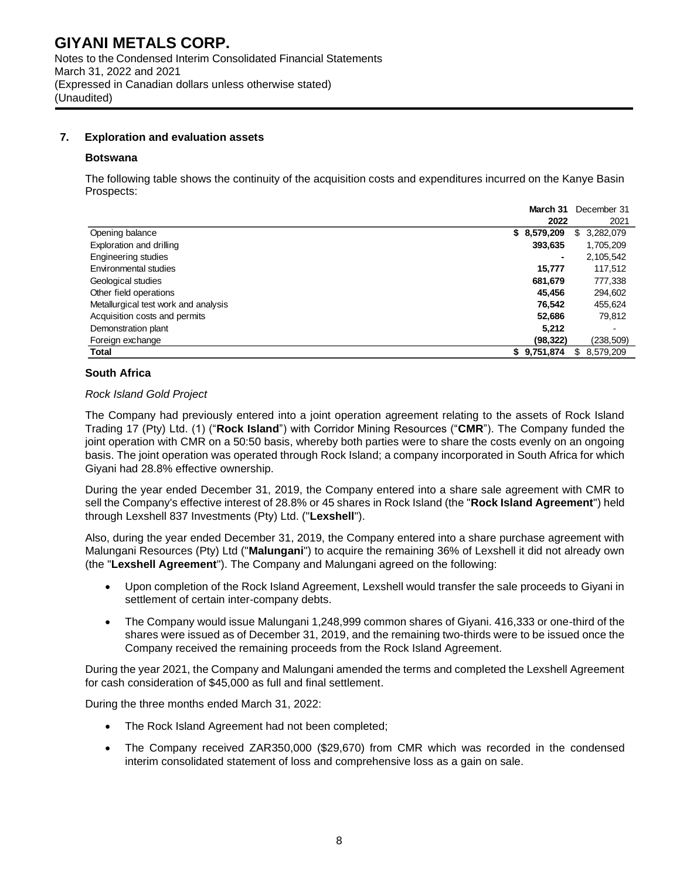## 7. Exploration and evaluation assets

### Botswana

The following table shows the continuity of the acquisition costs and expenditures incurred on the Kanye Basin Prospects:

| | **March 31 2022** | December 31 2021 |
|---|---|---|
| Opening balance | **$ 8,579,209** | $ 3,282,079 |
| Exploration and drilling | **393,635** | 1,705,209 |
| Engineering studies | **-** | 2,105,542 |
| Environmental studies | **15,777** | 117,512 |
| Geological studies | **681,679** | 777,338 |
| Other field operations | **45,456** | 294,602 |
| Metallurgical test work and analysis | **76,542** | 455,624 |
| Acquisition costs and permits | **52,686** | 79,812 |
| Demonstration plant | **5,212** | - |
| Foreign exchange | **(98,322)** | (238,509) |
| **Total** | **$ 9,751,874** | $ 8,579,209 |

### South Africa

*Rock Island Gold Project*

The Company had previously entered into a joint operation agreement relating to the assets of Rock Island Trading 17 (Pty) Ltd. (1) ("**Rock Island**") with Corridor Mining Resources ("**CMR**"). The Company funded the joint operation with CMR on a 50:50 basis, whereby both parties were to share the costs evenly on an ongoing basis. The joint operation was operated through Rock Island; a company incorporated in South Africa for which Giyani had 28.8% effective ownership.

During the year ended December 31, 2019, the Company entered into a share sale agreement with CMR to sell the Company's effective interest of 28.8% or 45 shares in Rock Island (the "**Rock Island Agreement**") held through Lexshell 837 Investments (Pty) Ltd. ("**Lexshell**").

Also, during the year ended December 31, 2019, the Company entered into a share purchase agreement with Malungani Resources (Pty) Ltd ("**Malungani**") to acquire the remaining 36% of Lexshell it did not already own (the "**Lexshell Agreement**"). The Company and Malungani agreed on the following:

- Upon completion of the Rock Island Agreement, Lexshell would transfer the sale proceeds to Giyani in settlement of certain inter-company debts.
- The Company would issue Malungani 1,248,999 common shares of Giyani. 416,333 or one-third of the shares were issued as of December 31, 2019, and the remaining two-thirds were to be issued once the Company received the remaining proceeds from the Rock Island Agreement.

During the year 2021, the Company and Malungani amended the terms and completed the Lexshell Agreement for cash consideration of $45,000 as full and final settlement.

During the three months ended March 31, 2022:

- The Rock Island Agreement had not been completed;
- The Company received ZAR350,000 ($29,670) from CMR which was recorded in the condensed interim consolidated statement of loss and comprehensive loss as a gain on sale.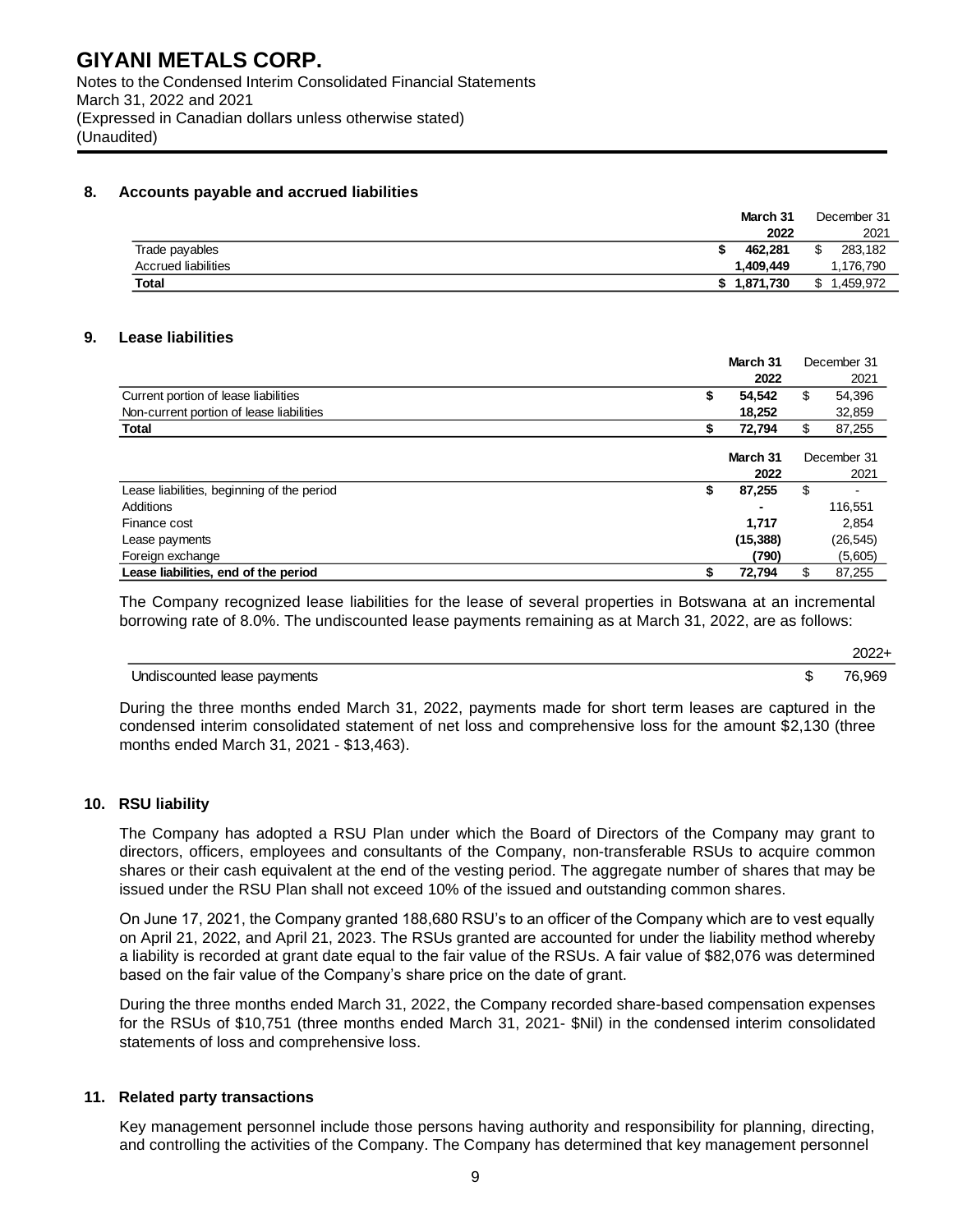## 8. Accounts payable and accrued liabilities

| | March 31 2022 | December 31 2021 |
|---|---|---|
| Trade payables | $ 462,281 | $ 283,182 |
| Accrued liabilities | 1,409,449 | 1,176,790 |
| **Total** | **$ 1,871,730** | $ 1,459,972 |

## 9. Lease liabilities

| | March 31 2022 | December 31 2021 |
|---|---|---|
| Current portion of lease liabilities | $ 54,542 | $ 54,396 |
| Non-current portion of lease liabilities | 18,252 | 32,859 |
| **Total** | **$ 72,794** | $ 87,255 |

| | March 31 2022 | December 31 2021 |
|---|---|---|
| Lease liabilities, beginning of the period | $ 87,255 | $ - |
| Additions | - | 116,551 |
| Finance cost | 1,717 | 2,854 |
| Lease payments | (15,388) | (26,545) |
| Foreign exchange | (790) | (5,605) |
| **Lease liabilities, end of the period** | **$ 72,794** | $ 87,255 |

The Company recognized lease liabilities for the lease of several properties in Botswana at an incremental borrowing rate of 8.0%. The undiscounted lease payments remaining as at March 31, 2022, are as follows:

| | 2022+ |
|---|---|
| Undiscounted lease payments | $ 76,969 |

During the three months ended March 31, 2022, payments made for short term leases are captured in the condensed interim consolidated statement of net loss and comprehensive loss for the amount $2,130 (three months ended March 31, 2021 - $13,463).

## 10. RSU liability

The Company has adopted a RSU Plan under which the Board of Directors of the Company may grant to directors, officers, employees and consultants of the Company, non-transferable RSUs to acquire common shares or their cash equivalent at the end of the vesting period. The aggregate number of shares that may be issued under the RSU Plan shall not exceed 10% of the issued and outstanding common shares.

On June 17, 2021, the Company granted 188,680 RSU's to an officer of the Company which are to vest equally on April 21, 2022, and April 21, 2023. The RSUs granted are accounted for under the liability method whereby a liability is recorded at grant date equal to the fair value of the RSUs. A fair value of $82,076 was determined based on the fair value of the Company's share price on the date of grant.

During the three months ended March 31, 2022, the Company recorded share-based compensation expenses for the RSUs of $10,751 (three months ended March 31, 2021- $Nil) in the condensed interim consolidated statements of loss and comprehensive loss.

## 11. Related party transactions

Key management personnel include those persons having authority and responsibility for planning, directing, and controlling the activities of the Company. The Company has determined that key management personnel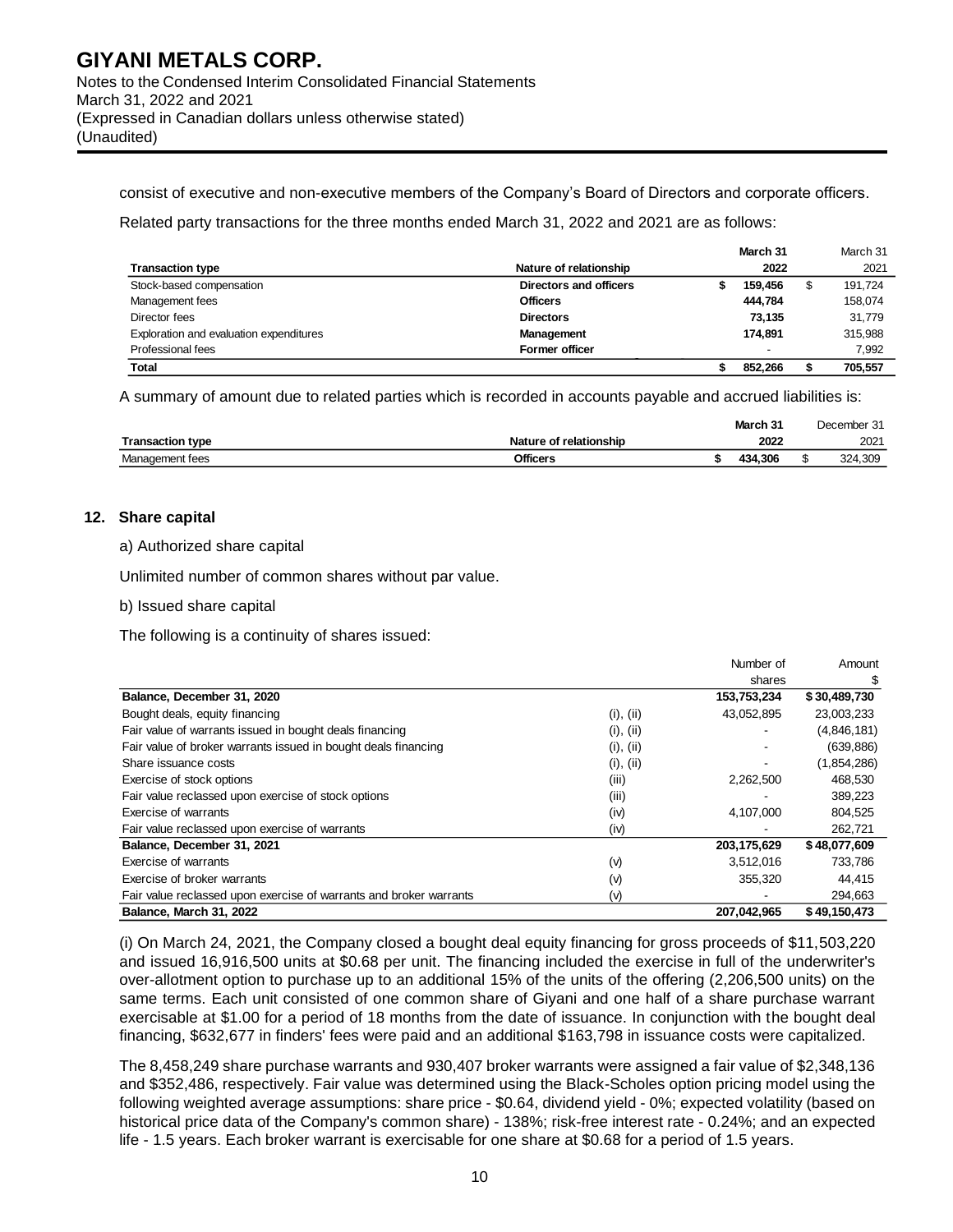consist of executive and non-executive members of the Company's Board of Directors and corporate officers.

Related party transactions for the three months ended March 31, 2022 and 2021 are as follows:

| Transaction type | Nature of relationship | March 31 2022 | March 31 2021 |
|---|---|---|---|
| Stock-based compensation | **Directors and officers** | **$ 159,456** | $ 191,724 |
| Management fees | **Officers** | **444,784** | 158,074 |
| Director fees | **Directors** | **73,135** | 31,779 |
| Exploration and evaluation expenditures | **Management** | **174,891** | 315,988 |
| Professional fees | **Former officer** | **-** | 7,992 |
| **Total** | | **$ 852,266** | **$ 705,557** |

A summary of amount due to related parties which is recorded in accounts payable and accrued liabilities is:

| Transaction type | Nature of relationship | March 31 2022 | December 31 2021 |
|---|---|---|---|
| Management fees | **Officers** | **$ 434,306** | $ 324,309 |

## 12. Share capital

a) Authorized share capital

Unlimited number of common shares without par value.

b) Issued share capital

The following is a continuity of shares issued:

| | | Number of shares | Amount $ |
|---|---|---|---|
| **Balance, December 31, 2020** | | **153,753,234** | **$ 30,489,730** |
| Bought deals, equity financing | (i), (ii) | 43,052,895 | 23,003,233 |
| Fair value of warrants issued in bought deals financing | (i), (ii) | - | (4,846,181) |
| Fair value of broker warrants issued in bought deals financing | (i), (ii) | - | (639,886) |
| Share issuance costs | (i), (ii) | - | (1,854,286) |
| Exercise of stock options | (iii) | 2,262,500 | 468,530 |
| Fair value reclassed upon exercise of stock options | (iii) | - | 389,223 |
| Exercise of warrants | (iv) | 4,107,000 | 804,525 |
| Fair value reclassed upon exercise of warrants | (iv) | - | 262,721 |
| **Balance, December 31, 2021** | | **203,175,629** | **$ 48,077,609** |
| Exercise of warrants | (v) | 3,512,016 | 733,786 |
| Exercise of broker warrants | (v) | 355,320 | 44,415 |
| Fair value reclassed upon exercise of warrants and broker warrants | (v) | - | 294,663 |
| **Balance, March 31, 2022** | | **207,042,965** | **$ 49,150,473** |

(i) On March 24, 2021, the Company closed a bought deal equity financing for gross proceeds of $11,503,220 and issued 16,916,500 units at $0.68 per unit. The financing included the exercise in full of the underwriter's over-allotment option to purchase up to an additional 15% of the units of the offering (2,206,500 units) on the same terms. Each unit consisted of one common share of Giyani and one half of a share purchase warrant exercisable at $1.00 for a period of 18 months from the date of issuance. In conjunction with the bought deal financing, $632,677 in finders' fees were paid and an additional $163,798 in issuance costs were capitalized.

The 8,458,249 share purchase warrants and 930,407 broker warrants were assigned a fair value of $2,348,136 and $352,486, respectively. Fair value was determined using the Black-Scholes option pricing model using the following weighted average assumptions: share price - $0.64, dividend yield - 0%; expected volatility (based on historical price data of the Company's common share) - 138%; risk-free interest rate - 0.24%; and an expected life - 1.5 years. Each broker warrant is exercisable for one share at $0.68 for a period of 1.5 years.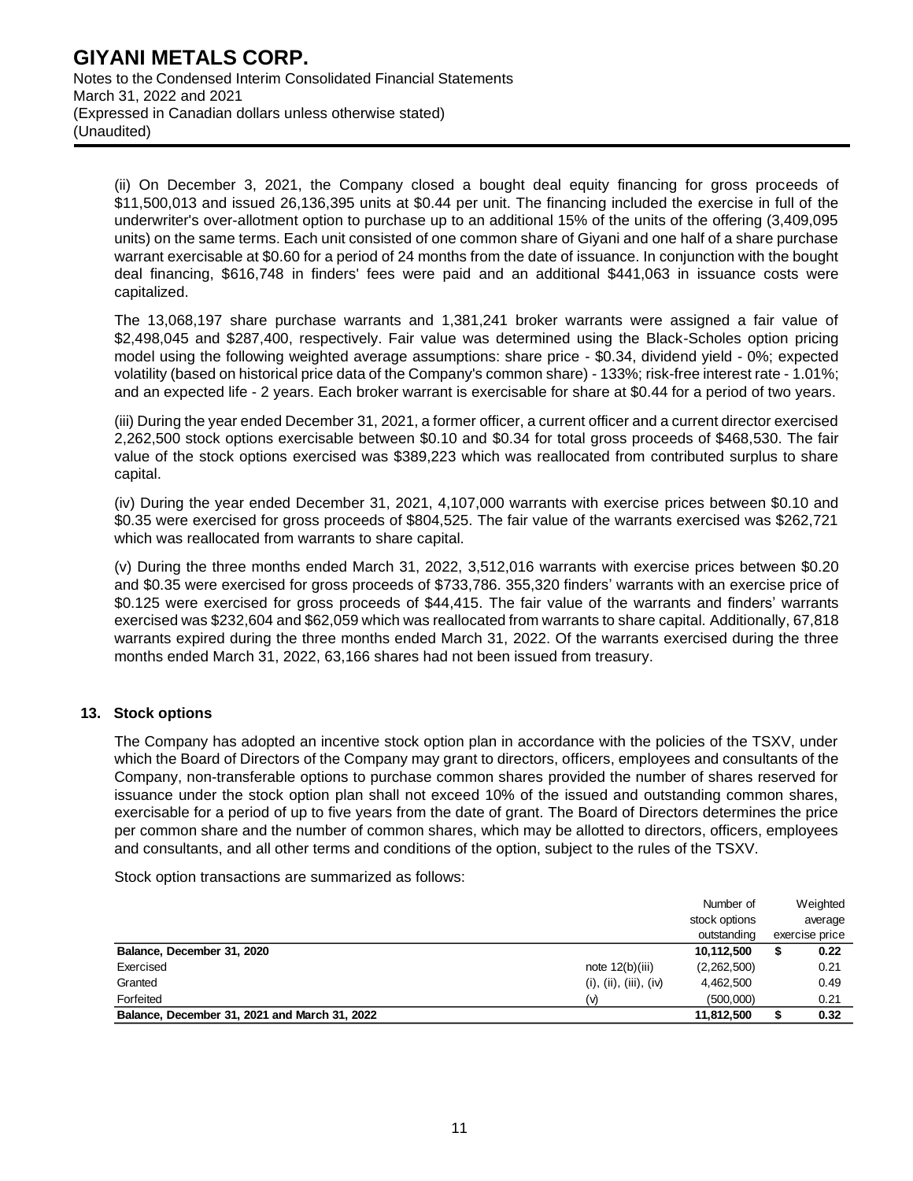(ii) On December 3, 2021, the Company closed a bought deal equity financing for gross proceeds of $11,500,013 and issued 26,136,395 units at $0.44 per unit. The financing included the exercise in full of the underwriter's over-allotment option to purchase up to an additional 15% of the units of the offering (3,409,095 units) on the same terms. Each unit consisted of one common share of Giyani and one half of a share purchase warrant exercisable at $0.60 for a period of 24 months from the date of issuance. In conjunction with the bought deal financing, $616,748 in finders' fees were paid and an additional $441,063 in issuance costs were capitalized.

The 13,068,197 share purchase warrants and 1,381,241 broker warrants were assigned a fair value of $2,498,045 and $287,400, respectively. Fair value was determined using the Black-Scholes option pricing model using the following weighted average assumptions: share price - $0.34, dividend yield - 0%; expected volatility (based on historical price data of the Company's common share) - 133%; risk-free interest rate - 1.01%; and an expected life - 2 years. Each broker warrant is exercisable for share at $0.44 for a period of two years.

(iii) During the year ended December 31, 2021, a former officer, a current officer and a current director exercised 2,262,500 stock options exercisable between $0.10 and $0.34 for total gross proceeds of $468,530. The fair value of the stock options exercised was $389,223 which was reallocated from contributed surplus to share capital.

(iv) During the year ended December 31, 2021, 4,107,000 warrants with exercise prices between $0.10 and $0.35 were exercised for gross proceeds of $804,525. The fair value of the warrants exercised was $262,721 which was reallocated from warrants to share capital.

(v) During the three months ended March 31, 2022, 3,512,016 warrants with exercise prices between $0.20 and $0.35 were exercised for gross proceeds of $733,786. 355,320 finders' warrants with an exercise price of $0.125 were exercised for gross proceeds of $44,415. The fair value of the warrants and finders' warrants exercised was $232,604 and $62,059 which was reallocated from warrants to share capital. Additionally, 67,818 warrants expired during the three months ended March 31, 2022. Of the warrants exercised during the three months ended March 31, 2022, 63,166 shares had not been issued from treasury.

## 13. Stock options

The Company has adopted an incentive stock option plan in accordance with the policies of the TSXV, under which the Board of Directors of the Company may grant to directors, officers, employees and consultants of the Company, non-transferable options to purchase common shares provided the number of shares reserved for issuance under the stock option plan shall not exceed 10% of the issued and outstanding common shares, exercisable for a period of up to five years from the date of grant. The Board of Directors determines the price per common share and the number of common shares, which may be allotted to directors, officers, employees and consultants, and all other terms and conditions of the option, subject to the rules of the TSXV.

Stock option transactions are summarized as follows:

| | | Number of stock options outstanding | Weighted average exercise price |
|---|---|---|---|
| **Balance, December 31, 2020** | | **10,112,500** | **$ 0.22** |
| Exercised | note 12(b)(iii) | (2,262,500) | 0.21 |
| Granted | (i), (ii), (iii), (iv) | 4,462,500 | 0.49 |
| Forfeited | (v) | (500,000) | 0.21 |
| **Balance, December 31, 2021 and March 31, 2022** | | **11,812,500** | **$ 0.32** |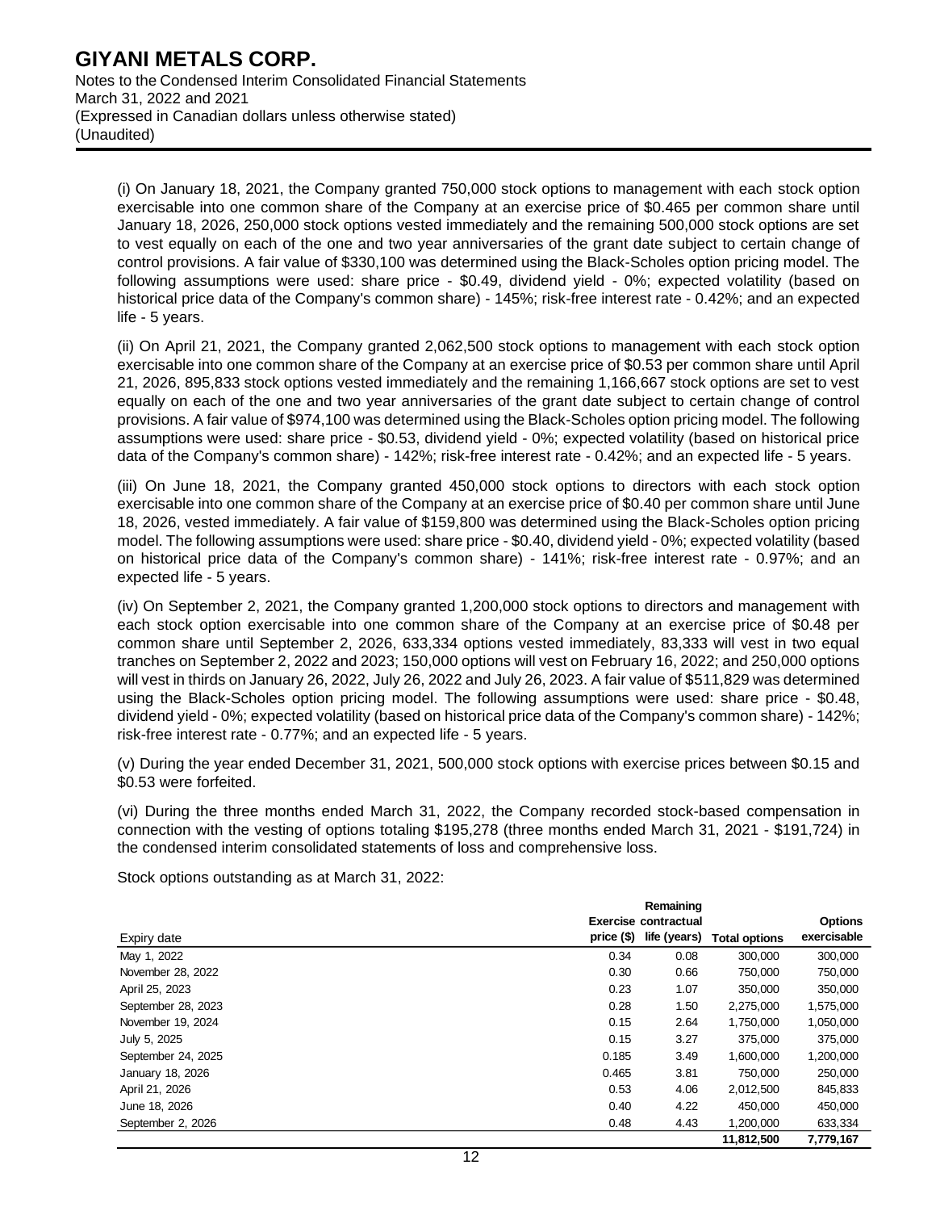(i) On January 18, 2021, the Company granted 750,000 stock options to management with each stock option exercisable into one common share of the Company at an exercise price of $0.465 per common share until January 18, 2026, 250,000 stock options vested immediately and the remaining 500,000 stock options are set to vest equally on each of the one and two year anniversaries of the grant date subject to certain change of control provisions. A fair value of $330,100 was determined using the Black-Scholes option pricing model. The following assumptions were used: share price - $0.49, dividend yield - 0%; expected volatility (based on historical price data of the Company's common share) - 145%; risk-free interest rate - 0.42%; and an expected life - 5 years.

(ii) On April 21, 2021, the Company granted 2,062,500 stock options to management with each stock option exercisable into one common share of the Company at an exercise price of $0.53 per common share until April 21, 2026, 895,833 stock options vested immediately and the remaining 1,166,667 stock options are set to vest equally on each of the one and two year anniversaries of the grant date subject to certain change of control provisions. A fair value of $974,100 was determined using the Black-Scholes option pricing model. The following assumptions were used: share price - $0.53, dividend yield - 0%; expected volatility (based on historical price data of the Company's common share) - 142%; risk-free interest rate - 0.42%; and an expected life - 5 years.

(iii) On June 18, 2021, the Company granted 450,000 stock options to directors with each stock option exercisable into one common share of the Company at an exercise price of $0.40 per common share until June 18, 2026, vested immediately. A fair value of $159,800 was determined using the Black-Scholes option pricing model. The following assumptions were used: share price - $0.40, dividend yield - 0%; expected volatility (based on historical price data of the Company's common share) - 141%; risk-free interest rate - 0.97%; and an expected life - 5 years.

(iv) On September 2, 2021, the Company granted 1,200,000 stock options to directors and management with each stock option exercisable into one common share of the Company at an exercise price of $0.48 per common share until September 2, 2026, 633,334 options vested immediately, 83,333 will vest in two equal tranches on September 2, 2022 and 2023; 150,000 options will vest on February 16, 2022; and 250,000 options will vest in thirds on January 26, 2022, July 26, 2022 and July 26, 2023. A fair value of $511,829 was determined using the Black-Scholes option pricing model. The following assumptions were used: share price - $0.48, dividend yield - 0%; expected volatility (based on historical price data of the Company's common share) - 142%; risk-free interest rate - 0.77%; and an expected life - 5 years.

(v) During the year ended December 31, 2021, 500,000 stock options with exercise prices between $0.15 and $0.53 were forfeited.

(vi) During the three months ended March 31, 2022, the Company recorded stock-based compensation in connection with the vesting of options totaling $195,278 (three months ended March 31, 2021 - $191,724) in the condensed interim consolidated statements of loss and comprehensive loss.

Stock options outstanding as at March 31, 2022:

| Expiry date | Exercise price ($) | Remaining contractual life (years) | Total options | Options exercisable |
|---|---|---|---|---|
| May 1, 2022 | 0.34 | 0.08 | 300,000 | 300,000 |
| November 28, 2022 | 0.30 | 0.66 | 750,000 | 750,000 |
| April 25, 2023 | 0.23 | 1.07 | 350,000 | 350,000 |
| September 28, 2023 | 0.28 | 1.50 | 2,275,000 | 1,575,000 |
| November 19, 2024 | 0.15 | 2.64 | 1,750,000 | 1,050,000 |
| July 5, 2025 | 0.15 | 3.27 | 375,000 | 375,000 |
| September 24, 2025 | 0.185 | 3.49 | 1,600,000 | 1,200,000 |
| January 18, 2026 | 0.465 | 3.81 | 750,000 | 250,000 |
| April 21, 2026 | 0.53 | 4.06 | 2,012,500 | 845,833 |
| June 18, 2026 | 0.40 | 4.22 | 450,000 | 450,000 |
| September 2, 2026 | 0.48 | 4.43 | 1,200,000 | 633,334 |
| | | | **11,812,500** | **7,779,167** |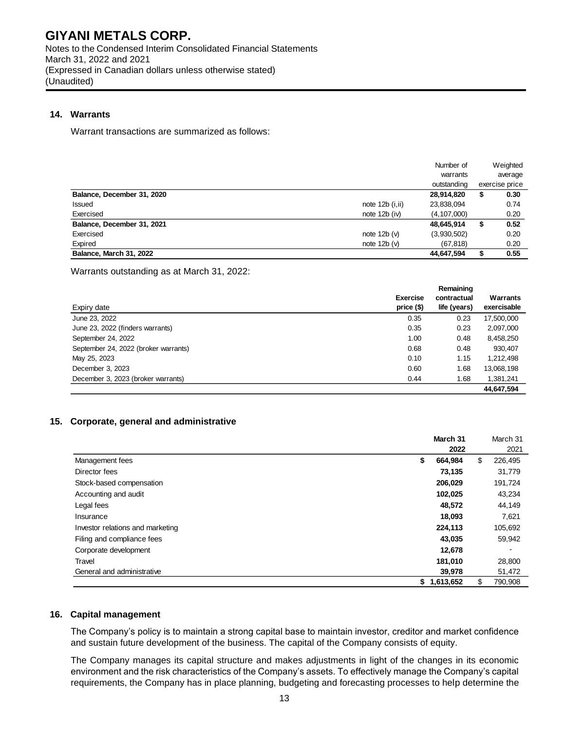# GIYANI METALS CORP.

Notes to the Condensed Interim Consolidated Financial Statements
March 31, 2022 and 2021
(Expressed in Canadian dollars unless otherwise stated)
(Unaudited)

## 14. Warrants

Warrant transactions are summarized as follows:

| | | Number of warrants outstanding | Weighted average exercise price |
|---|---|---|---|
| **Balance, December 31, 2020** | | **28,914,820** | **$ 0.30** |
| Issued | note 12b (i,ii) | 23,838,094 | 0.74 |
| Exercised | note 12b (iv) | (4,107,000) | 0.20 |
| **Balance, December 31, 2021** | | **48,645,914** | **$ 0.52** |
| Exercised | note 12b (v) | (3,930,502) | 0.20 |
| Expired | note 12b (v) | (67,818) | 0.20 |
| **Balance, March 31, 2022** | | **44,647,594** | **$ 0.55** |

Warrants outstanding as at March 31, 2022:

| Expiry date | Exercise price ($) | Remaining contractual life (years) | Warrants exercisable |
|---|---|---|---|
| June 23, 2022 | 0.35 | 0.23 | 17,500,000 |
| June 23, 2022 (finders warrants) | 0.35 | 0.23 | 2,097,000 |
| September 24, 2022 | 1.00 | 0.48 | 8,458,250 |
| September 24, 2022 (broker warrants) | 0.68 | 0.48 | 930,407 |
| May 25, 2023 | 0.10 | 1.15 | 1,212,498 |
| December 3, 2023 | 0.60 | 1.68 | 13,068,198 |
| December 3, 2023 (broker warrants) | 0.44 | 1.68 | 1,381,241 |
| | | | **44,647,594** |

## 15. Corporate, general and administrative

| | March 31 2022 | March 31 2021 |
|---|---|---|
| Management fees | **$ 664,984** | $ 226,495 |
| Director fees | **73,135** | 31,779 |
| Stock-based compensation | **206,029** | 191,724 |
| Accounting and audit | **102,025** | 43,234 |
| Legal fees | **48,572** | 44,149 |
| Insurance | **18,093** | 7,621 |
| Investor relations and marketing | **224,113** | 105,692 |
| Filing and compliance fees | **43,035** | 59,942 |
| Corporate development | **12,678** | - |
| Travel | **181,010** | 28,800 |
| General and administrative | **39,978** | 51,472 |
| | **$ 1,613,652** | $ 790,908 |

## 16. Capital management

The Company's policy is to maintain a strong capital base to maintain investor, creditor and market confidence and sustain future development of the business. The capital of the Company consists of equity.

The Company manages its capital structure and makes adjustments in light of the changes in its economic environment and the risk characteristics of the Company's assets. To effectively manage the Company's capital requirements, the Company has in place planning, budgeting and forecasting processes to help determine the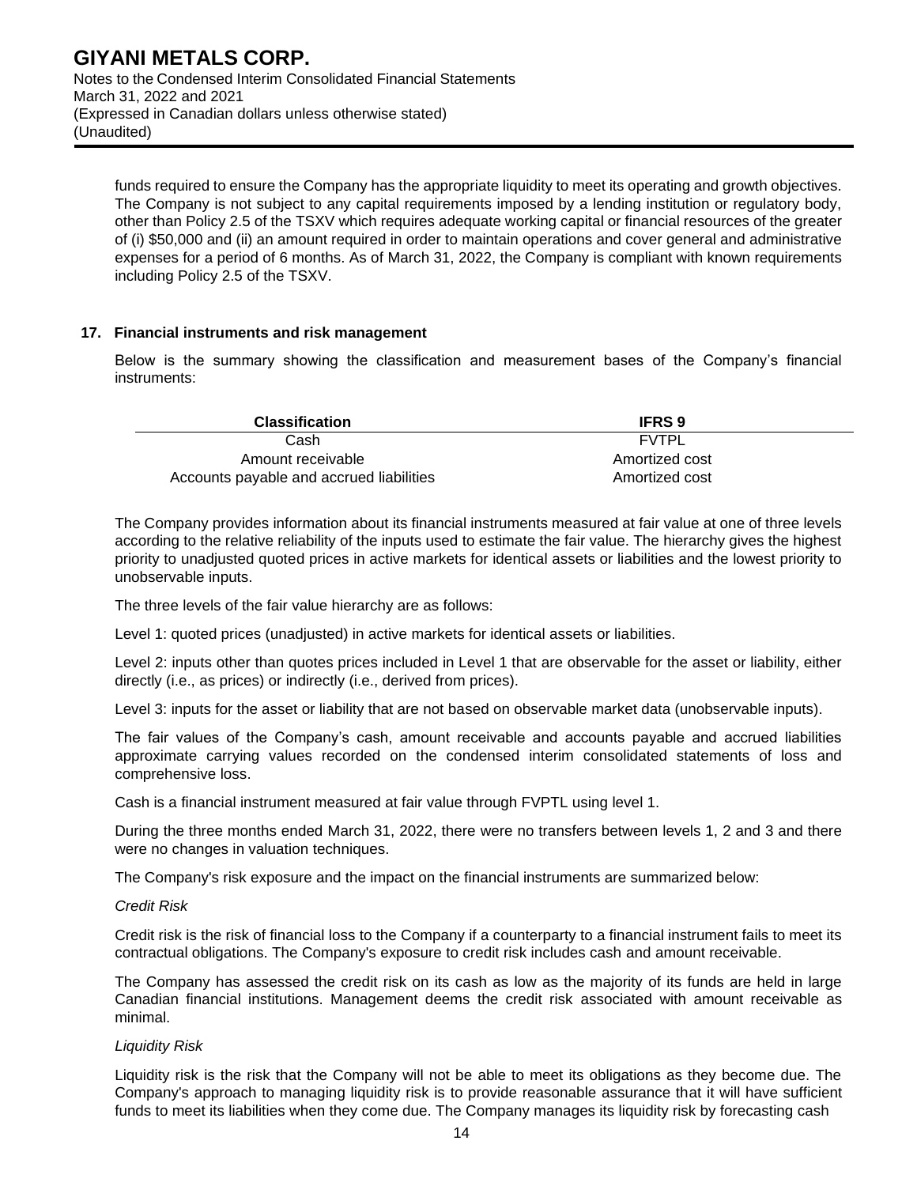funds required to ensure the Company has the appropriate liquidity to meet its operating and growth objectives. The Company is not subject to any capital requirements imposed by a lending institution or regulatory body, other than Policy 2.5 of the TSXV which requires adequate working capital or financial resources of the greater of (i) $50,000 and (ii) an amount required in order to maintain operations and cover general and administrative expenses for a period of 6 months. As of March 31, 2022, the Company is compliant with known requirements including Policy 2.5 of the TSXV.

## 17. Financial instruments and risk management

Below is the summary showing the classification and measurement bases of the Company's financial instruments:

| Classification | IFRS 9 |
|---|---|
| Cash | FVTPL |
| Amount receivable | Amortized cost |
| Accounts payable and accrued liabilities | Amortized cost |

The Company provides information about its financial instruments measured at fair value at one of three levels according to the relative reliability of the inputs used to estimate the fair value. The hierarchy gives the highest priority to unadjusted quoted prices in active markets for identical assets or liabilities and the lowest priority to unobservable inputs.

The three levels of the fair value hierarchy are as follows:

Level 1: quoted prices (unadjusted) in active markets for identical assets or liabilities.

Level 2: inputs other than quotes prices included in Level 1 that are observable for the asset or liability, either directly (i.e., as prices) or indirectly (i.e., derived from prices).

Level 3: inputs for the asset or liability that are not based on observable market data (unobservable inputs).

The fair values of the Company's cash, amount receivable and accounts payable and accrued liabilities approximate carrying values recorded on the condensed interim consolidated statements of loss and comprehensive loss.

Cash is a financial instrument measured at fair value through FVPTL using level 1.

During the three months ended March 31, 2022, there were no transfers between levels 1, 2 and 3 and there were no changes in valuation techniques.

The Company's risk exposure and the impact on the financial instruments are summarized below:

*Credit Risk*

Credit risk is the risk of financial loss to the Company if a counterparty to a financial instrument fails to meet its contractual obligations. The Company's exposure to credit risk includes cash and amount receivable.

The Company has assessed the credit risk on its cash as low as the majority of its funds are held in large Canadian financial institutions. Management deems the credit risk associated with amount receivable as minimal.

*Liquidity Risk*

Liquidity risk is the risk that the Company will not be able to meet its obligations as they become due. The Company's approach to managing liquidity risk is to provide reasonable assurance that it will have sufficient funds to meet its liabilities when they come due. The Company manages its liquidity risk by forecasting cash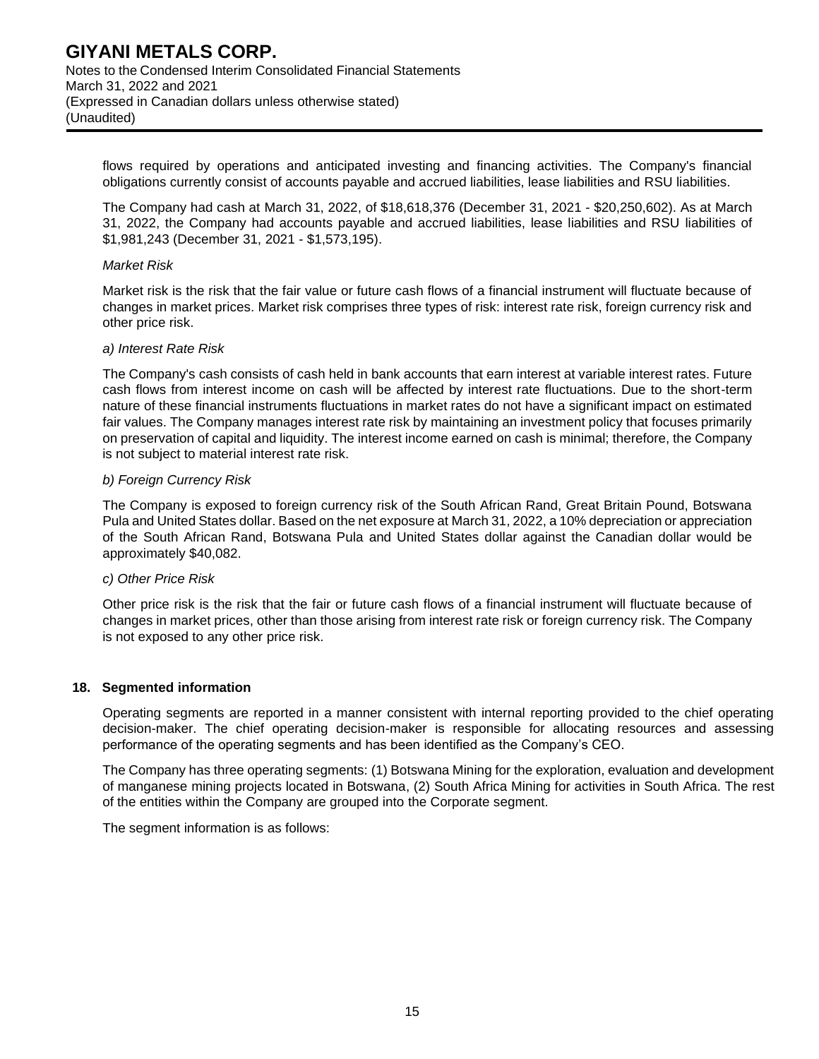flows required by operations and anticipated investing and financing activities. The Company's financial obligations currently consist of accounts payable and accrued liabilities, lease liabilities and RSU liabilities.

The Company had cash at March 31, 2022, of $18,618,376 (December 31, 2021 - $20,250,602). As at March 31, 2022, the Company had accounts payable and accrued liabilities, lease liabilities and RSU liabilities of $1,981,243 (December 31, 2021 - $1,573,195).

*Market Risk*

Market risk is the risk that the fair value or future cash flows of a financial instrument will fluctuate because of changes in market prices. Market risk comprises three types of risk: interest rate risk, foreign currency risk and other price risk.

*a) Interest Rate Risk*

The Company's cash consists of cash held in bank accounts that earn interest at variable interest rates. Future cash flows from interest income on cash will be affected by interest rate fluctuations. Due to the short-term nature of these financial instruments fluctuations in market rates do not have a significant impact on estimated fair values. The Company manages interest rate risk by maintaining an investment policy that focuses primarily on preservation of capital and liquidity. The interest income earned on cash is minimal; therefore, the Company is not subject to material interest rate risk.

*b) Foreign Currency Risk*

The Company is exposed to foreign currency risk of the South African Rand, Great Britain Pound, Botswana Pula and United States dollar. Based on the net exposure at March 31, 2022, a 10% depreciation or appreciation of the South African Rand, Botswana Pula and United States dollar against the Canadian dollar would be approximately $40,082.

*c) Other Price Risk*

Other price risk is the risk that the fair or future cash flows of a financial instrument will fluctuate because of changes in market prices, other than those arising from interest rate risk or foreign currency risk. The Company is not exposed to any other price risk.

## 18. Segmented information

Operating segments are reported in a manner consistent with internal reporting provided to the chief operating decision-maker. The chief operating decision-maker is responsible for allocating resources and assessing performance of the operating segments and has been identified as the Company's CEO.

The Company has three operating segments: (1) Botswana Mining for the exploration, evaluation and development of manganese mining projects located in Botswana, (2) South Africa Mining for activities in South Africa. The rest of the entities within the Company are grouped into the Corporate segment.

The segment information is as follows: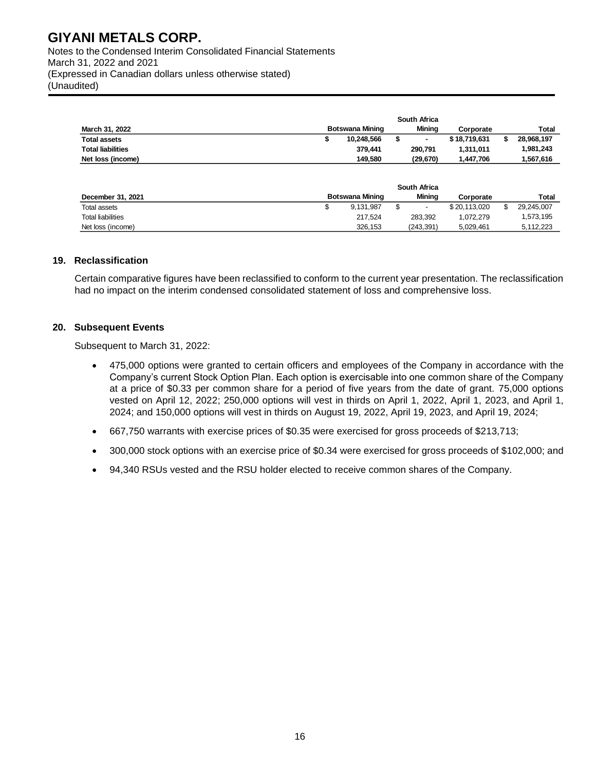| March 31, 2022 | Botswana Mining | South Africa Mining | Corporate | Total |
|---|---|---|---|---|
| **Total assets** | **$ 10,248,566** | **$ -** | **$ 18,719,631** | **$ 28,968,197** |
| **Total liabilities** | **379,441** | **290,791** | **1,311,011** | **1,981,243** |
| **Net loss (income)** | **149,580** | **(29,670)** | **1,447,706** | **1,567,616** |

| December 31, 2021 | Botswana Mining | South Africa Mining | Corporate | Total |
|---|---|---|---|---|
| Total assets | $ 9,131,987 | $ - | $ 20,113,020 | $ 29,245,007 |
| Total liabilities | 217,524 | 283,392 | 1,072,279 | 1,573,195 |
| Net loss (income) | 326,153 | (243,391) | 5,029,461 | 5,112,223 |

## 19. Reclassification

Certain comparative figures have been reclassified to conform to the current year presentation. The reclassification had no impact on the interim condensed consolidated statement of loss and comprehensive loss.

## 20. Subsequent Events

Subsequent to March 31, 2022:

- 475,000 options were granted to certain officers and employees of the Company in accordance with the Company's current Stock Option Plan. Each option is exercisable into one common share of the Company at a price of $0.33 per common share for a period of five years from the date of grant. 75,000 options vested on April 12, 2022; 250,000 options will vest in thirds on April 1, 2022, April 1, 2023, and April 1, 2024; and 150,000 options will vest in thirds on August 19, 2022, April 19, 2023, and April 19, 2024;
- 667,750 warrants with exercise prices of $0.35 were exercised for gross proceeds of $213,713;
- 300,000 stock options with an exercise price of $0.34 were exercised for gross proceeds of $102,000; and
- 94,340 RSUs vested and the RSU holder elected to receive common shares of the Company.